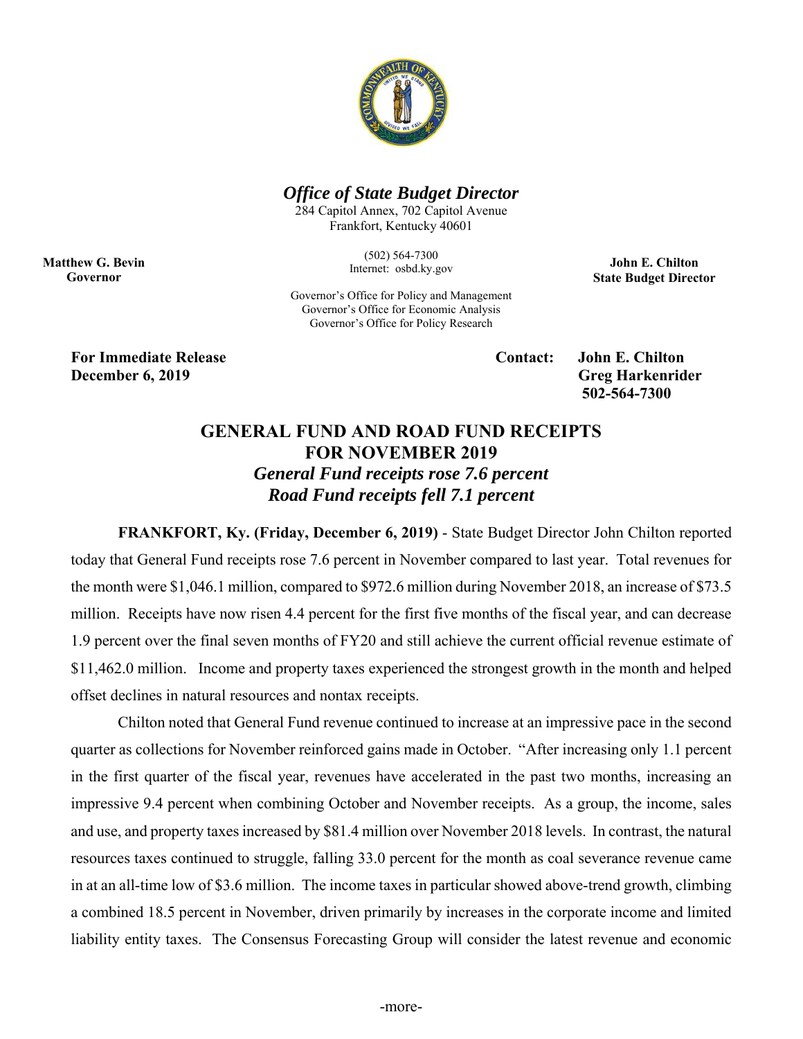## *Office of State Budget Director*

284 Capitol Annex, 702 Capitol Avenue
Frankfort, Kentucky 40601

(502) 564-7300
Internet: osbd.ky.gov

Governor's Office for Policy and Management
Governor's Office for Economic Analysis
Governor's Office for Policy Research

**Matthew G. Bevin**
**Governor**

**John E. Chilton**
**State Budget Director**

**For Immediate Release**
**December 6, 2019**

**Contact: John E. Chilton**
**Greg Harkenrider**
**502-564-7300**

# GENERAL FUND AND ROAD FUND RECEIPTS FOR NOVEMBER 2019

## *General Fund receipts rose 7.6 percent*

## *Road Fund receipts fell 7.1 percent*

**FRANKFORT, Ky. (Friday, December 6, 2019)** - State Budget Director John Chilton reported today that General Fund receipts rose 7.6 percent in November compared to last year. Total revenues for the month were $1,046.1 million, compared to $972.6 million during November 2018, an increase of $73.5 million. Receipts have now risen 4.4 percent for the first five months of the fiscal year, and can decrease 1.9 percent over the final seven months of FY20 and still achieve the current official revenue estimate of $11,462.0 million. Income and property taxes experienced the strongest growth in the month and helped offset declines in natural resources and nontax receipts.

Chilton noted that General Fund revenue continued to increase at an impressive pace in the second quarter as collections for November reinforced gains made in October. "After increasing only 1.1 percent in the first quarter of the fiscal year, revenues have accelerated in the past two months, increasing an impressive 9.4 percent when combining October and November receipts. As a group, the income, sales and use, and property taxes increased by $81.4 million over November 2018 levels. In contrast, the natural resources taxes continued to struggle, falling 33.0 percent for the month as coal severance revenue came in at an all-time low of $3.6 million. The income taxes in particular showed above-trend growth, climbing a combined 18.5 percent in November, driven primarily by increases in the corporate income and limited liability entity taxes. The Consensus Forecasting Group will consider the latest revenue and economic

-more-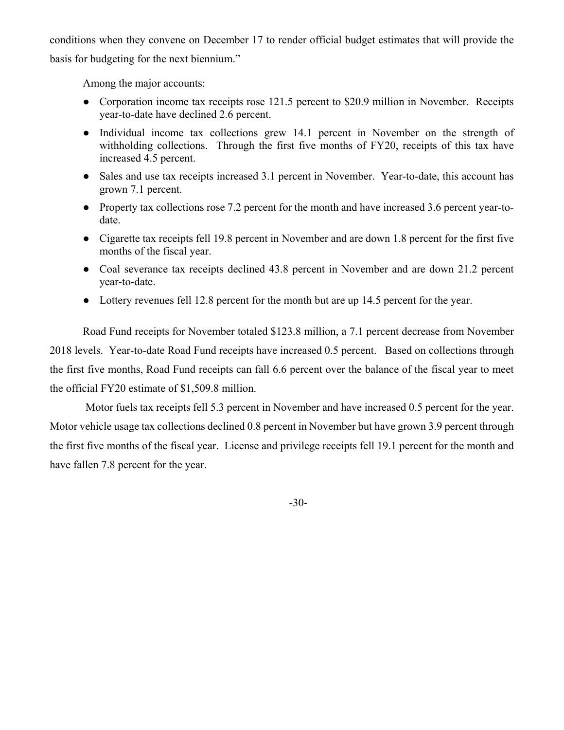conditions when they convene on December 17 to render official budget estimates that will provide the basis for budgeting for the next biennium."

Among the major accounts:

- Corporation income tax receipts rose 121.5 percent to $20.9 million in November. Receipts year-to-date have declined 2.6 percent.
- Individual income tax collections grew 14.1 percent in November on the strength of withholding collections. Through the first five months of FY20, receipts of this tax have increased 4.5 percent.
- Sales and use tax receipts increased 3.1 percent in November. Year-to-date, this account has grown 7.1 percent.
- Property tax collections rose 7.2 percent for the month and have increased 3.6 percent year-to-date.
- Cigarette tax receipts fell 19.8 percent in November and are down 1.8 percent for the first five months of the fiscal year.
- Coal severance tax receipts declined 43.8 percent in November and are down 21.2 percent year-to-date.
- Lottery revenues fell 12.8 percent for the month but are up 14.5 percent for the year.

Road Fund receipts for November totaled $123.8 million, a 7.1 percent decrease from November 2018 levels. Year-to-date Road Fund receipts have increased 0.5 percent. Based on collections through the first five months, Road Fund receipts can fall 6.6 percent over the balance of the fiscal year to meet the official FY20 estimate of $1,509.8 million.

Motor fuels tax receipts fell 5.3 percent in November and have increased 0.5 percent for the year. Motor vehicle usage tax collections declined 0.8 percent in November but have grown 3.9 percent through the first five months of the fiscal year. License and privilege receipts fell 19.1 percent for the month and have fallen 7.8 percent for the year.

-30-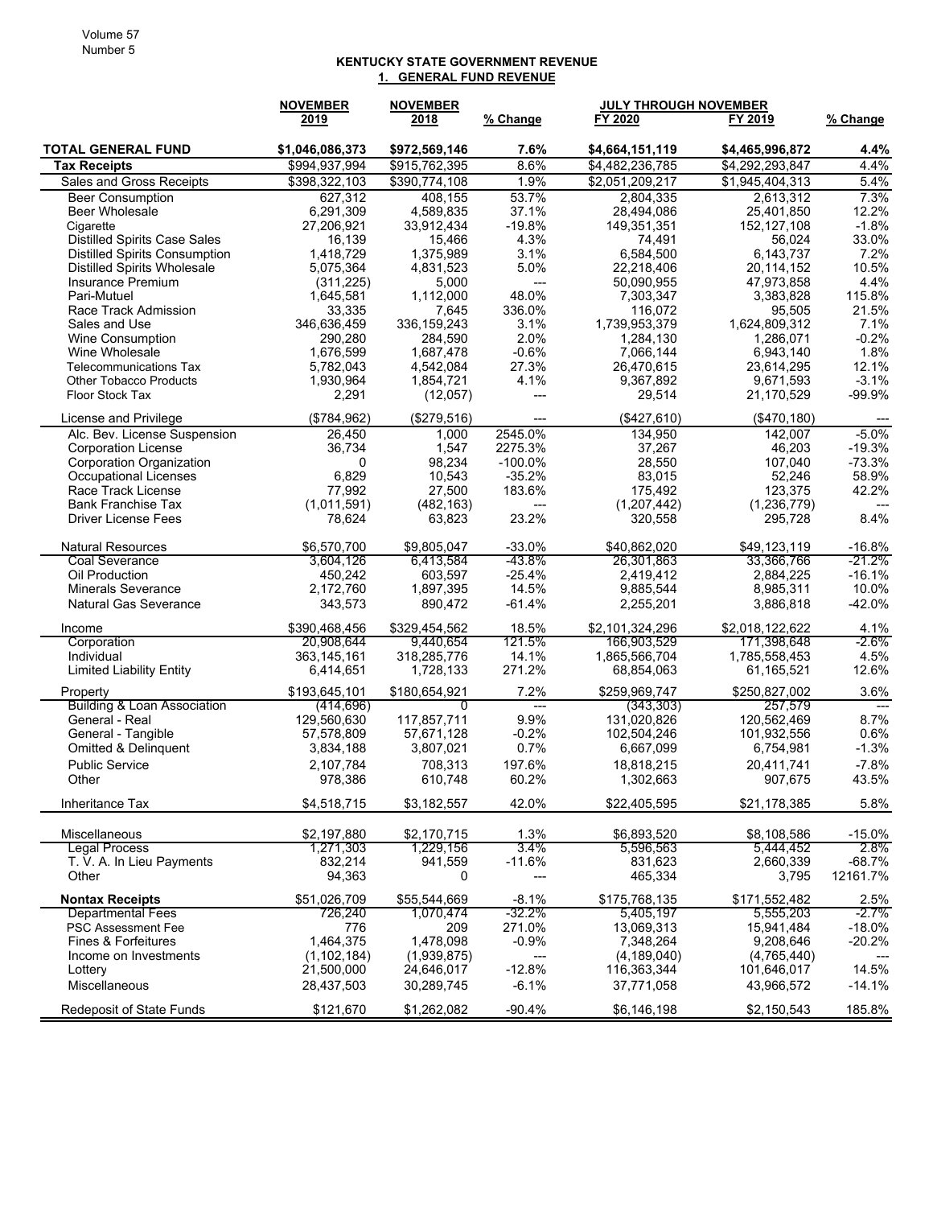## KENTUCKY STATE GOVERNMENT REVENUE

### 1. GENERAL FUND REVENUE

| | NOVEMBER 2019 | NOVEMBER 2018 | % Change | JULY THROUGH NOVEMBER FY 2020 | JULY THROUGH NOVEMBER FY 2019 | % Change |
|---|---|---|---|---|---|---|
| **TOTAL GENERAL FUND** | **$1,046,086,373** | **$972,569,146** | **7.6%** | **$4,664,151,119** | **$4,465,996,872** | **4.4%** |
| **Tax Receipts** | $994,937,994 | $915,762,395 | 8.6% | $4,482,236,785 | $4,292,293,847 | 4.4% |
| Sales and Gross Receipts | $398,322,103 | $390,774,108 | 1.9% | $2,051,209,217 | $1,945,404,313 | 5.4% |
| Beer Consumption | 627,312 | 408,155 | 53.7% | 2,804,335 | 2,613,312 | 7.3% |
| Beer Wholesale | 6,291,309 | 4,589,835 | 37.1% | 28,494,086 | 25,401,850 | 12.2% |
| Cigarette | 27,206,921 | 33,912,434 | -19.8% | 149,351,351 | 152,127,108 | -1.8% |
| Distilled Spirits Case Sales | 16,139 | 15,466 | 4.3% | 74,491 | 56,024 | 33.0% |
| Distilled Spirits Consumption | 1,418,729 | 1,375,989 | 3.1% | 6,584,500 | 6,143,737 | 7.2% |
| Distilled Spirits Wholesale | 5,075,364 | 4,831,523 | 5.0% | 22,218,406 | 20,114,152 | 10.5% |
| Insurance Premium | (311,225) | 5,000 | --- | 50,090,955 | 47,973,858 | 4.4% |
| Pari-Mutuel | 1,645,581 | 1,112,000 | 48.0% | 7,303,347 | 3,383,828 | 115.8% |
| Race Track Admission | 33,335 | 7,645 | 336.0% | 116,072 | 95,505 | 21.5% |
| Sales and Use | 346,636,459 | 336,159,243 | 3.1% | 1,739,953,379 | 1,624,809,312 | 7.1% |
| Wine Consumption | 290,280 | 284,590 | 2.0% | 1,284,130 | 1,286,071 | -0.2% |
| Wine Wholesale | 1,676,599 | 1,687,478 | -0.6% | 7,066,144 | 6,943,140 | 1.8% |
| Telecommunications Tax | 5,782,043 | 4,542,084 | 27.3% | 26,470,615 | 23,614,295 | 12.1% |
| Other Tobacco Products | 1,930,964 | 1,854,721 | 4.1% | 9,367,892 | 9,671,593 | -3.1% |
| Floor Stock Tax | 2,291 | (12,057) | --- | 29,514 | 21,170,529 | -99.9% |
| License and Privilege | ($784,962) | ($279,516) | --- | ($427,610) | ($470,180) | --- |
| Alc. Bev. License Suspension | 26,450 | 1,000 | 2545.0% | 134,950 | 142,007 | -5.0% |
| Corporation License | 36,734 | 1,547 | 2275.3% | 37,267 | 46,203 | -19.3% |
| Corporation Organization | 0 | 98,234 | -100.0% | 28,550 | 107,040 | -73.3% |
| Occupational Licenses | 6,829 | 10,543 | -35.2% | 83,015 | 52,246 | 58.9% |
| Race Track License | 77,992 | 27,500 | 183.6% | 175,492 | 123,375 | 42.2% |
| Bank Franchise Tax | (1,011,591) | (482,163) | --- | (1,207,442) | (1,236,779) | --- |
| Driver License Fees | 78,624 | 63,823 | 23.2% | 320,558 | 295,728 | 8.4% |
| Natural Resources | $6,570,700 | $9,805,047 | -33.0% | $40,862,020 | $49,123,119 | -16.8% |
| Coal Severance | 3,604,126 | 6,413,584 | -43.8% | 26,301,863 | 33,366,766 | -21.2% |
| Oil Production | 450,242 | 603,597 | -25.4% | 2,419,412 | 2,884,225 | -16.1% |
| Minerals Severance | 2,172,760 | 1,897,395 | 14.5% | 9,885,544 | 8,985,311 | 10.0% |
| Natural Gas Severance | 343,573 | 890,472 | -61.4% | 2,255,201 | 3,886,818 | -42.0% |
| Income | $390,468,456 | $329,454,562 | 18.5% | $2,101,324,296 | $2,018,122,622 | 4.1% |
| Corporation | 20,908,644 | 9,440,654 | 121.5% | 166,903,529 | 171,398,648 | -2.6% |
| Individual | 363,145,161 | 318,285,776 | 14.1% | 1,865,566,704 | 1,785,558,453 | 4.5% |
| Limited Liability Entity | 6,414,651 | 1,728,133 | 271.2% | 68,854,063 | 61,165,521 | 12.6% |
| Property | $193,645,101 | $180,654,921 | 7.2% | $259,969,747 | $250,827,002 | 3.6% |
| Building & Loan Association | (414,696) | 0 | --- | (343,303) | 257,579 | --- |
| General - Real | 129,560,630 | 117,857,711 | 9.9% | 131,020,826 | 120,562,469 | 8.7% |
| General - Tangible | 57,578,809 | 57,671,128 | -0.2% | 102,504,246 | 101,932,556 | 0.6% |
| Omitted & Delinquent | 3,834,188 | 3,807,021 | 0.7% | 6,667,099 | 6,754,981 | -1.3% |
| Public Service | 2,107,784 | 708,313 | 197.6% | 18,818,215 | 20,411,741 | -7.8% |
| Other | 978,386 | 610,748 | 60.2% | 1,302,663 | 907,675 | 43.5% |
| Inheritance Tax | $4,518,715 | $3,182,557 | 42.0% | $22,405,595 | $21,178,385 | 5.8% |
| Miscellaneous | $2,197,880 | $2,170,715 | 1.3% | $6,893,520 | $8,108,586 | -15.0% |
| Legal Process | 1,271,303 | 1,229,156 | 3.4% | 5,596,563 | 5,444,452 | 2.8% |
| T. V. A. In Lieu Payments | 832,214 | 941,559 | -11.6% | 831,623 | 2,660,339 | -68.7% |
| Other | 94,363 | 0 | --- | 465,334 | 3,795 | 12161.7% |
| **Nontax Receipts** | $51,026,709 | $55,544,669 | -8.1% | $175,768,135 | $171,552,482 | 2.5% |
| Departmental Fees | 726,240 | 1,070,474 | -32.2% | 5,405,197 | 5,555,203 | -2.7% |
| PSC Assessment Fee | 776 | 209 | 271.0% | 13,069,313 | 15,941,484 | -18.0% |
| Fines & Forfeitures | 1,464,375 | 1,478,098 | -0.9% | 7,348,264 | 9,208,646 | -20.2% |
| Income on Investments | (1,102,184) | (1,939,875) | --- | (4,189,040) | (4,765,440) | --- |
| Lottery | 21,500,000 | 24,646,017 | -12.8% | 116,363,344 | 101,646,017 | 14.5% |
| Miscellaneous | 28,437,503 | 30,289,745 | -6.1% | 37,771,058 | 43,966,572 | -14.1% |
| Redeposit of State Funds | $121,670 | $1,262,082 | -90.4% | $6,146,198 | $2,150,543 | 185.8% |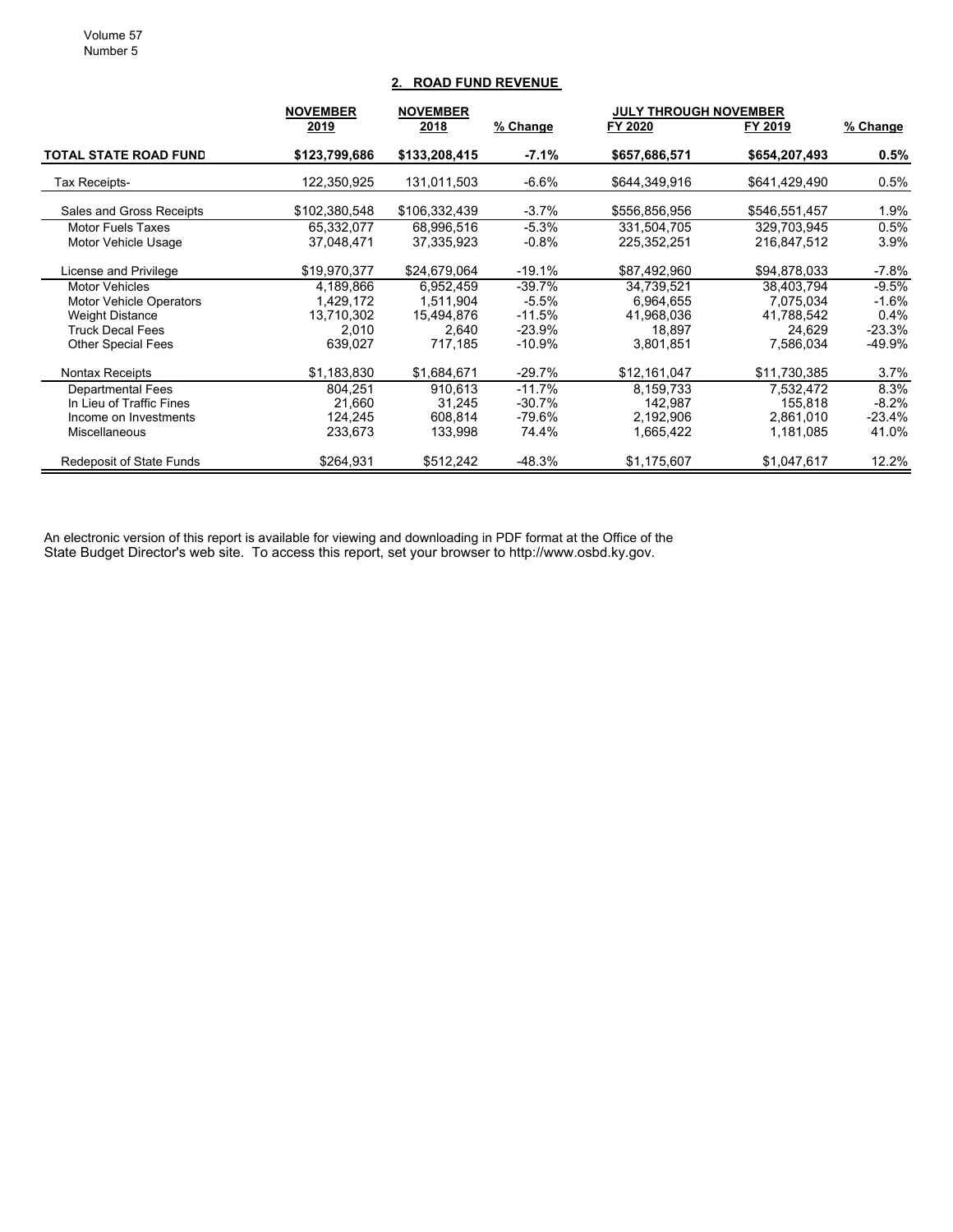## 2. ROAD FUND REVENUE

| | NOVEMBER 2019 | NOVEMBER 2018 | % Change | JULY THROUGH NOVEMBER FY 2020 | FY 2019 | % Change |
|---|---|---|---|---|---|---|
| **TOTAL STATE ROAD FUND** | **$123,799,686** | **$133,208,415** | **-7.1%** | **$657,686,571** | **$654,207,493** | **0.5%** |
| Tax Receipts- | 122,350,925 | 131,011,503 | -6.6% | $644,349,916 | $641,429,490 | 0.5% |
| Sales and Gross Receipts | $102,380,548 | $106,332,439 | -3.7% | $556,856,956 | $546,551,457 | 1.9% |
| Motor Fuels Taxes | 65,332,077 | 68,996,516 | -5.3% | 331,504,705 | 329,703,945 | 0.5% |
| Motor Vehicle Usage | 37,048,471 | 37,335,923 | -0.8% | 225,352,251 | 216,847,512 | 3.9% |
| License and Privilege | $19,970,377 | $24,679,064 | -19.1% | $87,492,960 | $94,878,033 | -7.8% |
| Motor Vehicles | 4,189,866 | 6,952,459 | -39.7% | 34,739,521 | 38,403,794 | -9.5% |
| Motor Vehicle Operators | 1,429,172 | 1,511,904 | -5.5% | 6,964,655 | 7,075,034 | -1.6% |
| Weight Distance | 13,710,302 | 15,494,876 | -11.5% | 41,968,036 | 41,788,542 | 0.4% |
| Truck Decal Fees | 2,010 | 2,640 | -23.9% | 18,897 | 24,629 | -23.3% |
| Other Special Fees | 639,027 | 717,185 | -10.9% | 3,801,851 | 7,586,034 | -49.9% |
| Nontax Receipts | $1,183,830 | $1,684,671 | -29.7% | $12,161,047 | $11,730,385 | 3.7% |
| Departmental Fees | 804,251 | 910,613 | -11.7% | 8,159,733 | 7,532,472 | 8.3% |
| In Lieu of Traffic Fines | 21,660 | 31,245 | -30.7% | 142,987 | 155,818 | -8.2% |
| Income on Investments | 124,245 | 608,814 | -79.6% | 2,192,906 | 2,861,010 | -23.4% |
| Miscellaneous | 233,673 | 133,998 | 74.4% | 1,665,422 | 1,181,085 | 41.0% |
| Redeposit of State Funds | $264,931 | $512,242 | -48.3% | $1,175,607 | $1,047,617 | 12.2% |

An electronic version of this report is available for viewing and downloading in PDF format at the Office of the State Budget Director's web site. To access this report, set your browser to http://www.osbd.ky.gov.